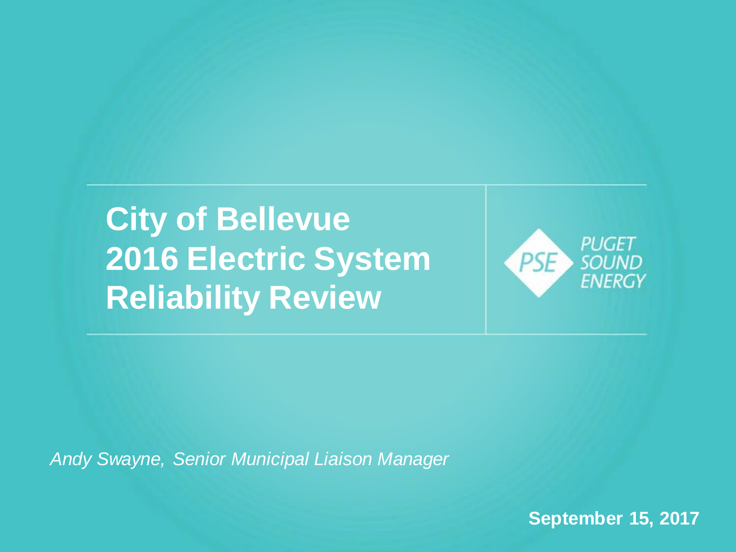# City of Bellevue 2016 Electric System Reliability Review

PSE PUGET SOUND ENERGY

*Andy Swayne, Senior Municipal Liaison Manager*

**September 15, 2017**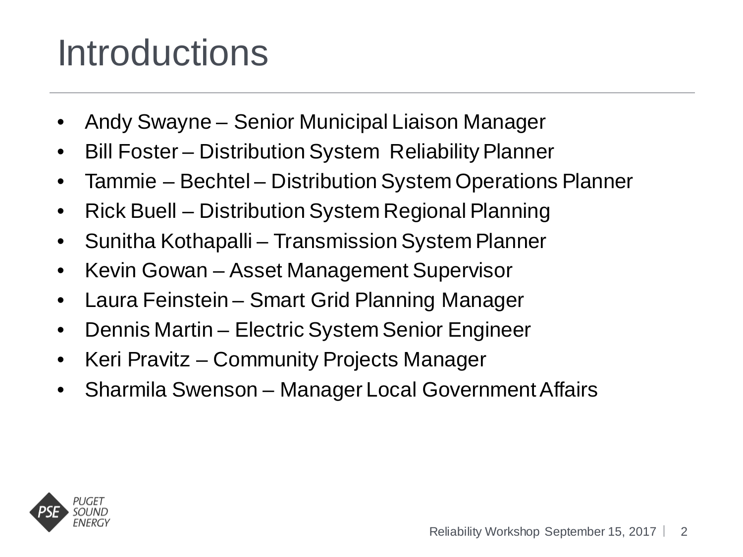# Introductions

- Andy Swayne – Senior Municipal Liaison Manager
- Bill Foster – Distribution System Reliability Planner
- Tammie – Bechtel – Distribution System Operations Planner
- Rick Buell – Distribution System Regional Planning
- Sunitha Kothapalli – Transmission System Planner
- Kevin Gowan – Asset Management Supervisor
- Laura Feinstein – Smart Grid Planning Manager
- Dennis Martin – Electric System Senior Engineer
- Keri Pravitz – Community Projects Manager
- Sharmila Swenson – Manager Local Government Affairs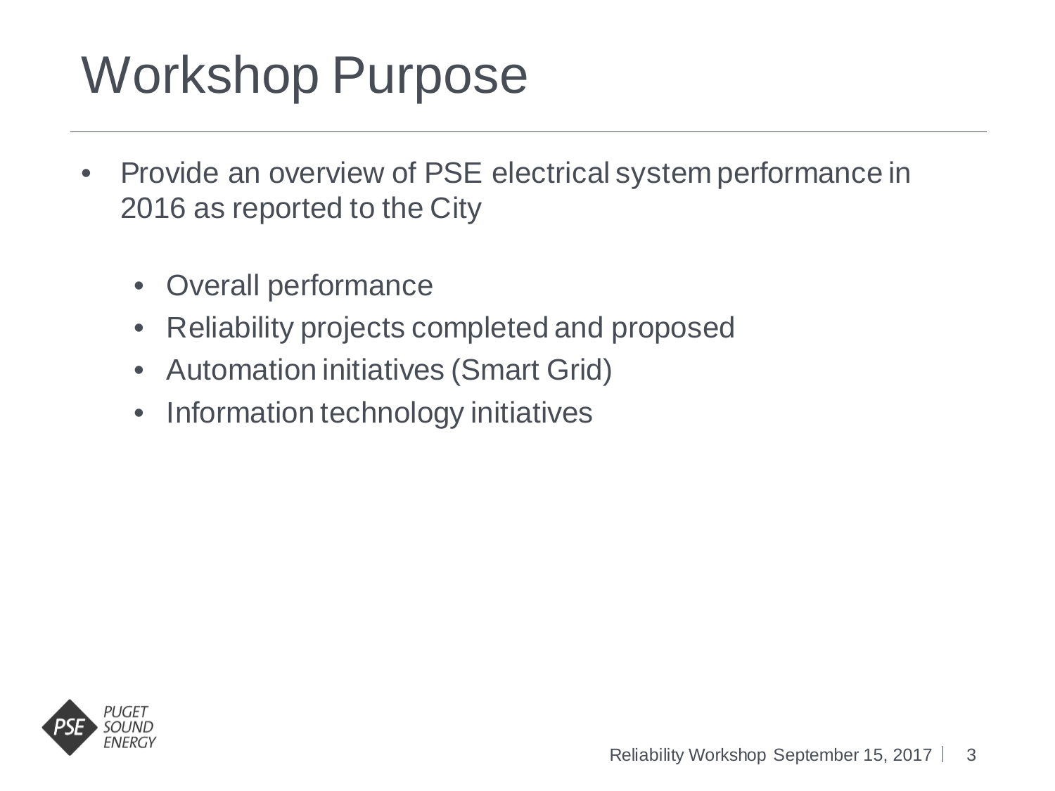# Workshop Purpose

- Provide an overview of PSE electrical system performance in 2016 as reported to the City
  - Overall performance
  - Reliability projects completed and proposed
  - Automation initiatives (Smart Grid)
  - Information technology initiatives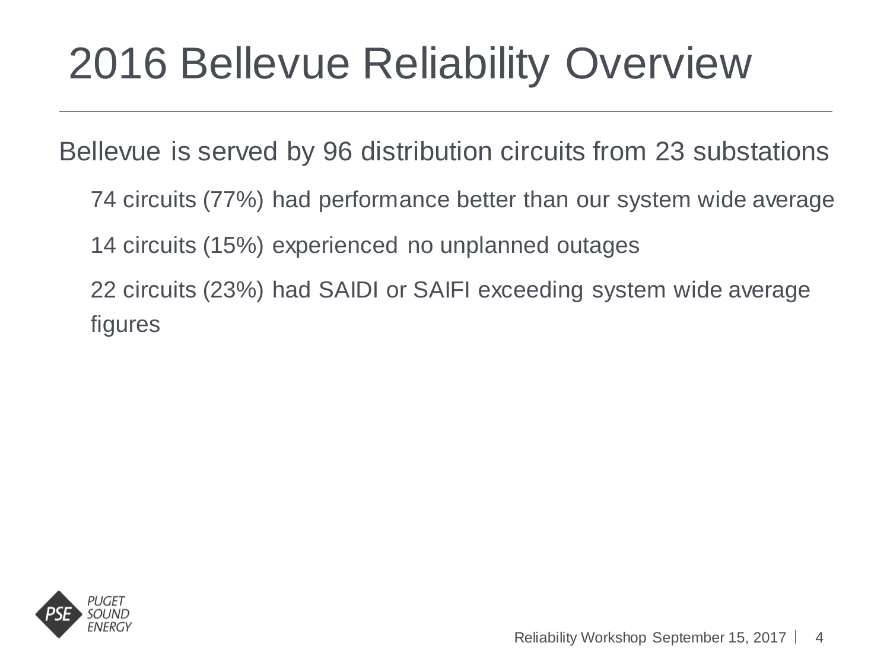# 2016 Bellevue Reliability Overview

Bellevue is served by 96 distribution circuits from 23 substations

- 74 circuits (77%) had performance better than our system wide average
- 14 circuits (15%) experienced no unplanned outages
- 22 circuits (23%) had SAIDI or SAIFI exceeding system wide average figures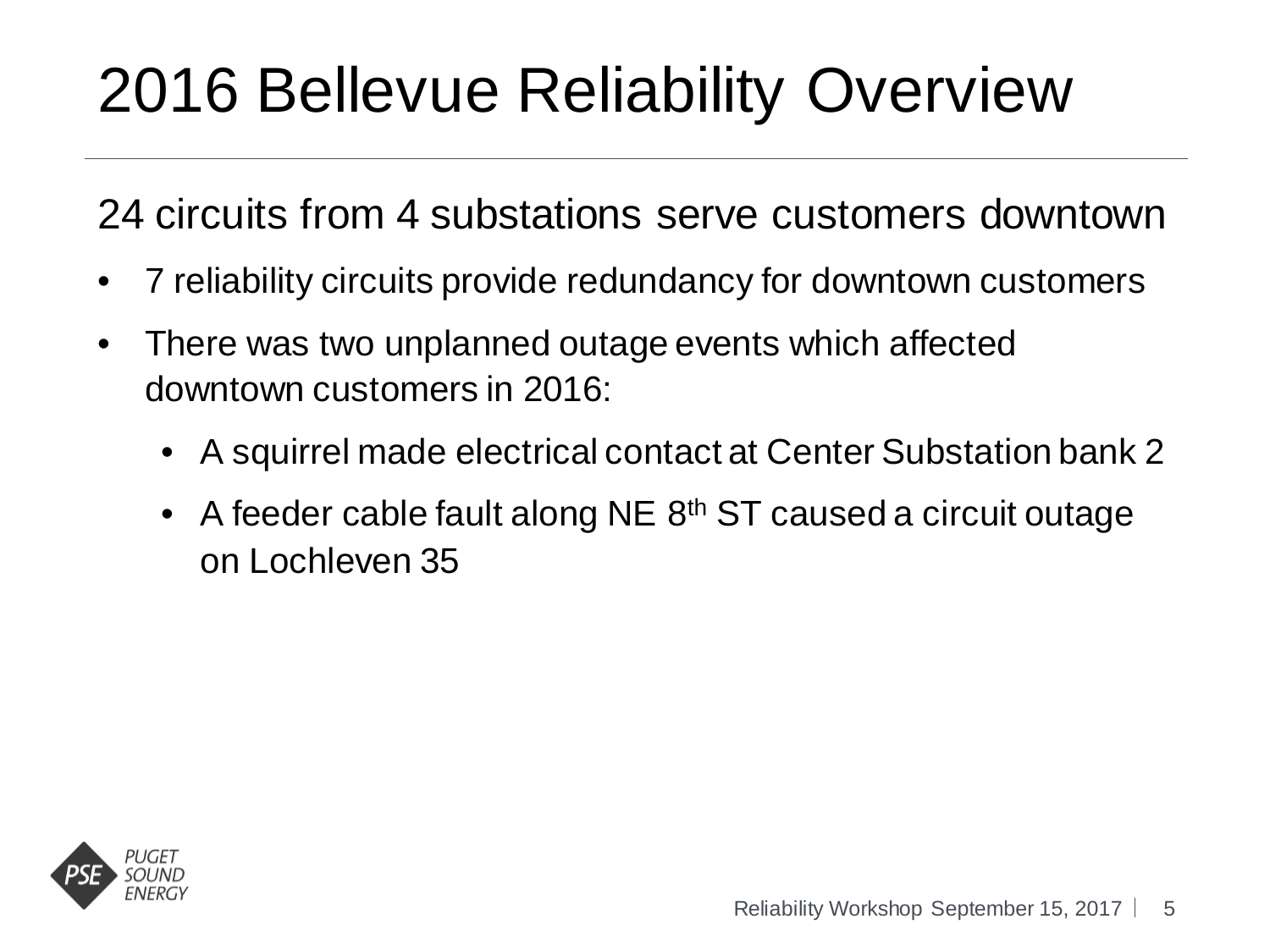# 2016 Bellevue Reliability Overview

## 24 circuits from 4 substations serve customers downtown

- 7 reliability circuits provide redundancy for downtown customers
- There was two unplanned outage events which affected downtown customers in 2016:
  - A squirrel made electrical contact at Center Substation bank 2
  - A feeder cable fault along NE 8th ST caused a circuit outage on Lochleven 35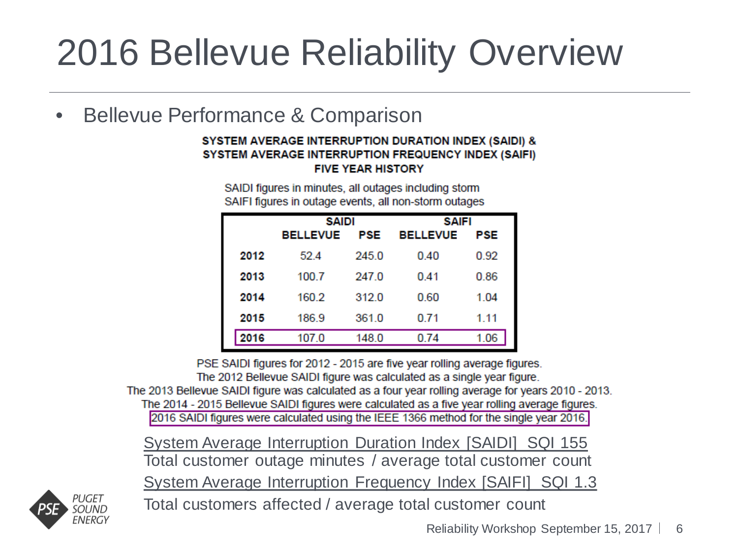# 2016 Bellevue Reliability Overview

- Bellevue Performance & Comparison

**SYSTEM AVERAGE INTERRUPTION DURATION INDEX (SAIDI) &**
**SYSTEM AVERAGE INTERRUPTION FREQUENCY INDEX (SAIFI)**
**FIVE YEAR HISTORY**

SAIDI figures in minutes, all outages including storm
SAIFI figures in outage events, all non-storm outages

| | SAIDI | | SAIFI | |
|---|---|---|---|---|
| | **BELLEVUE** | **PSE** | **BELLEVUE** | **PSE** |
| **2012** | 52.4 | 245.0 | 0.40 | 0.92 |
| **2013** | 100.7 | 247.0 | 0.41 | 0.86 |
| **2014** | 160.2 | 312.0 | 0.60 | 1.04 |
| **2015** | 186.9 | 361.0 | 0.71 | 1.11 |
| **2016** | 107.0 | 148.0 | 0.74 | 1.06 |

PSE SAIDI figures for 2012 - 2015 are five year rolling average figures.
The 2012 Bellevue SAIDI figure was calculated as a single year figure.
The 2013 Bellevue SAIDI figure was calculated as a four year rolling average for years 2010 - 2013.
The 2014 - 2015 Bellevue SAIDI figures were calculated as a five year rolling average figures.
2016 SAIDI figures were calculated using the IEEE 1366 method for the single year 2016.

System Average Interruption Duration Index [SAIDI] SQI 155
Total customer outage minutes / average total customer count

System Average Interruption Frequency Index [SAIFI] SQI 1.3
Total customers affected / average total customer count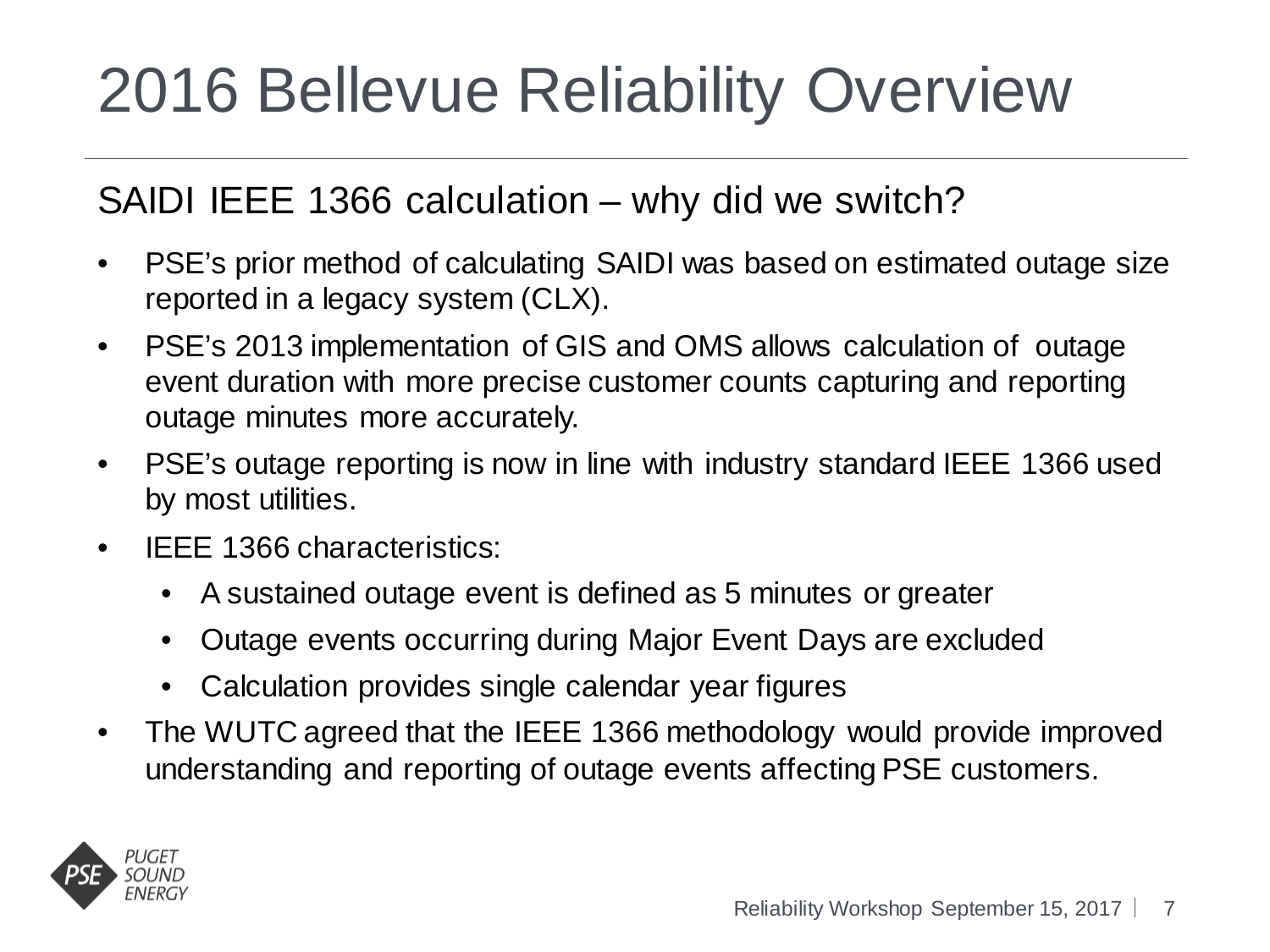# 2016 Bellevue Reliability Overview

## SAIDI IEEE 1366 calculation – why did we switch?

- PSE's prior method of calculating SAIDI was based on estimated outage size reported in a legacy system (CLX).
- PSE's 2013 implementation of GIS and OMS allows calculation of outage event duration with more precise customer counts capturing and reporting outage minutes more accurately.
- PSE's outage reporting is now in line with industry standard IEEE 1366 used by most utilities.
- IEEE 1366 characteristics:
  - A sustained outage event is defined as 5 minutes or greater
  - Outage events occurring during Major Event Days are excluded
  - Calculation provides single calendar year figures
- The WUTC agreed that the IEEE 1366 methodology would provide improved understanding and reporting of outage events affecting PSE customers.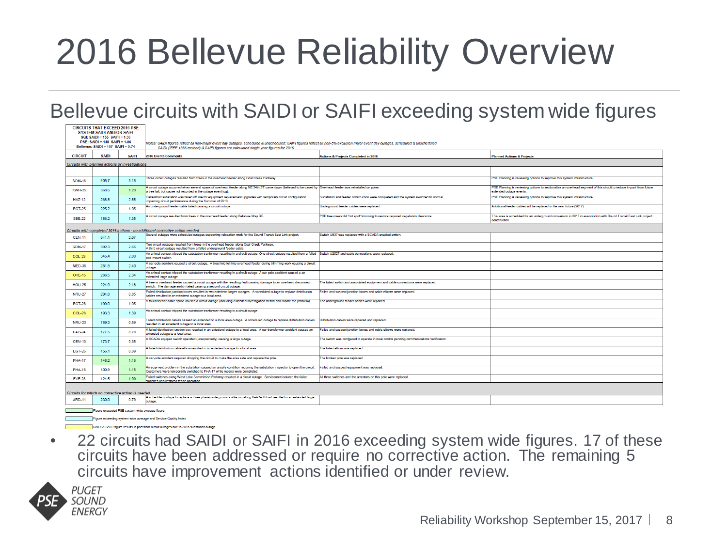# 2016 Bellevue Reliability Overview

## Bellevue circuits with SAIDI or SAIFI exceeding system wide figures

CIRCUITS THAT EXCEED 2016 PSE SYSTEM SAIDI AND/OR SAIFI
SQI: SAIDI = 155 SAIFI = 1.30
PSE: SAIDI = 148 SAIFI = 1.06
Bellevue: SAIDI = 107 SAIFI = 0.74

*Notes: SAIDI figures reflect all non-major event day outages, scheduled & unscheduled; SAIFI figures reflect all non-5% exclusion major event day outages, scheduled & unscheduled. SAIDI (IEEE 1366 method) & SAIFI figures are calculated single year figures for 2016.*

| CIRCUIT | SAIDI | SAIFI | 2016 Events Comments | Actions & Projects Completed in 2016 | Planned Actions & Projects |
|---|---|---|---|---|---|
| *Circuits with planned actions or investigations* | | | | | |
| SOM-16 | 405.7 | 3.18 | Three circuit outages resulted from trees in the overhead feeder along Coal Creek Parkway. | | PSE Planning is reviewing options to improve this system infrastructure. |
| KWH-25 | 368.6 | 1.29 | A circuit outage occurred when several spans of overhead feeder along NE 24th ST came down (believed to be caused by a tree fall, but cause not recorded in the outage event log). | Overhead feeder was reinstalled on poles. | PSE Planning is reviewing options to sectionalize an overhead segment of this circuit to reduce impact from future extended outage events. |
| HAZ-12 | 268.8 | 2.55 | Hazelwood substation was taken off line for equipment replacement/upgrades with temporary circuit configuration impacting circuit performance during the Summer of 2016. | Substation and feeder construction were completed and the system switched to normal. | PSE Planning is reviewing options to improve this system infrastructure. |
| EGT-25 | 225.2 | 1.05 | An underground feeder cable failed causing a circuit outage. | Underground feeder cables were replaced. | Additional feeder cables will be replaced in the near future (2017). |
| SBE-22 | 186.2 | 1.35 | A circuit outage resulted from trees in the overhead feeder along Bellevue Way SE. | PSE tree crews did 'hot spot' trimming to restore required vegetation clearance. | This area is scheduled for an underground conversion in 2017 in association with Sound Transit East Link project construction. |
| *Circuits with completed 2016 actions - no additional corrective action needed* | | | | | |
| CEN-11 | 841.1 | 2.07 | Several outages were scheduled outages supporting relocation work for the Sound Transit East Link project. | Switch U837 was replaced with a SCADA enabled switch. | |
| SOM-17 | 392.3 | 2.66 | Two circuit outages resulted from trees in the overhead feeder along Coal Creek Parkway. A third circuit outage resulted from a failed underground feeder cable. | | |
| COL-23 | 345.4 | 2.00 | An animal contact tripped the substation tranformer resulting in a circuit outage. One circuit outage resulted from a failed pad-mount switch. | Switch U2527 and cable connections were replaced. | |
| MED-36 | 281.8 | 2.40 | A car-pole accident caused a circuit outage. A tree limb fell into overhead feeder during trimming work causing a circuit outage. | | |
| OVE-15 | 266.5 | 2.34 | An animal contact tripped the substation tranformer resulting in a circuit outage. A car-pole accident caused a an extended large outage. | | |
| HOU-25 | 224.0 | 2.18 | A tree in overhead feeder caused a circuit outage with the resulting fault causing damage to an overhead disconnect switch. The damage switch failed causing a second circuit outage. | The failed switch and associated equipment and cable connections were replaced. | |
| NRU-27 | 204.6 | 0.85 | Failed distribution junction boxes resulted in two extended large outages. A scheduled outage to replace distribution cables resulted in an extedend outage to a local area. | Failed and suspect junction boxes and cable elbows were replaced. | |
| EGT-28 | 199.0 | 1.05 | A failed feeder cable splice caused a circuit outage (including extended investigation to find and islolate the problem). | The underground feeder cables were repaired. | |
| COL-26 | 193.3 | 1.39 | An animal contact tripped the substation tranformer resulting in a circuit outage. | | |
| NRU-23 | 189.3 | 0.59 | Failed distribution cables caused an extended to a local area outage. A scheduled outage to replace distribution cables resulted in an extedend outage to a local area. | Distribution cables were repaired and replaced. | |
| FAC-24 | 177.5 | 0.78 | A failed distribution junction box resulted in an extedend outage to a local area. A car-transformer accident caused an extended outage to a local area. | Failed and suspect junction boxes and cable elbows were replaced. | |
| CEN-13 | 173.7 | 0.35 | A SCADA equiped switch operated (unexpectedly) causing a large outage. | The switch was configured to operate in local control pending communications verification. | |
| EGT-26 | 156.1 | 0.89 | A failed distribution cable elbow resulted in an extedend outage to a local area. | The failed elbow was replaced. | |
| PHA-17 | 148.2 | 1.16 | A car-pole accident required dropping the circuit to make the area safe and replace the pole. | The broken pole was replaced. | |
| PHA-16 | 100.9 | 1.15 | An eqipment problem in the substation caused an unsafe condition requiring the substation inspector to open the circuit. Customers were temporarily switched to PHA-17 while repairs were completed. | Failed and suspect equipment was replaced. | |
| EVE-23 | 124.5 | 1.09 | Failed switches along West Lake Sammimish Parkway resulted in a circuit outage. Servicemen isolated the failed switches and restored feede operation. | All three switches and the arrestors on this pole were replaced. | |
| *Circuits for which no corrective action is needed* | | | | | |
| ARD-11 | 230.0 | 0.79 | A scheduled outage to replace a three phase underground cable run along Bel-Red Road resulted in an extended large outage. | | |

- (green) Figure exceeded PSE system wide average figure
- (blue) Figure exceeding system wide average and Service Quality Index
- (yellow) SAIDI & SAIFI figure results in part from circuit outages due to 2016 substation outage

- 22 circuits had SAIDI or SAIFI in 2016 exceeding system wide figures. 17 of these circuits have been addressed or require no corrective action. The remaining 5 circuits have improvement actions identified or under review.

PUGET SOUND ENERGY

Reliability Workshop September 15, 2017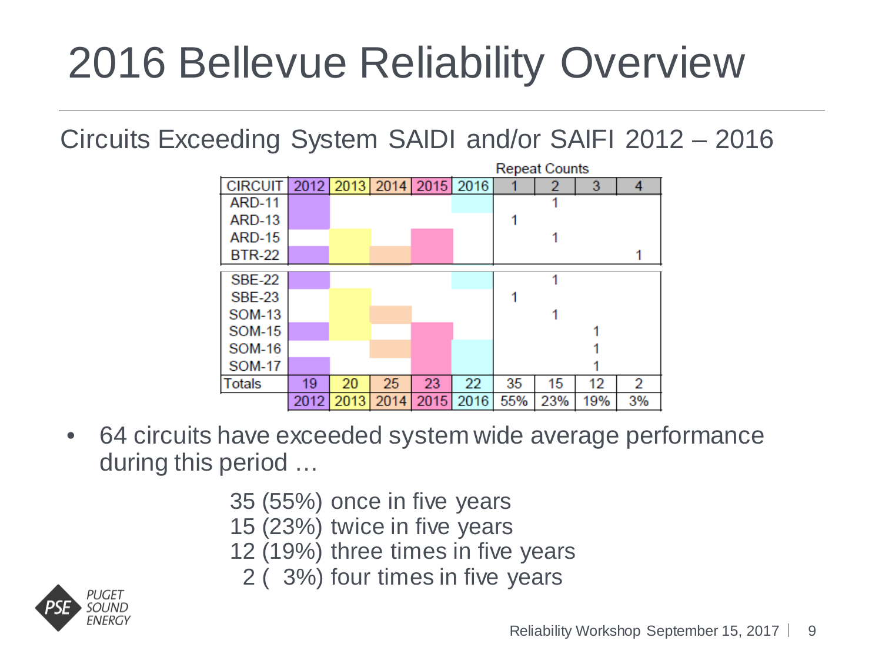# 2016 Bellevue Reliability Overview

## Circuits Exceeding System SAIDI and/or SAIFI 2012 – 2016

| CIRCUIT | 2012 | 2013 | 2014 | 2015 | 2016 | Repeat Counts 1 | 2 | 3 | 4 |
|---|---|---|---|---|---|---|---|---|---|
| ARD-11 | ■ | | | | ■ | | 1 | | |
| ARD-13 | ■ | | | | | 1 | | | |
| ARD-15 | | ■ | | ■ | | | 1 | | |
| BTR-22 | ■ | ■ | ■ | ■ | | | | | 1 |
| SBE-22 | ■ | | | | ■ | | 1 | | |
| SBE-23 | | ■ | | | | 1 | | | |
| SOM-13 | | ■ | ■ | | | | 1 | | |
| SOM-15 | ■ | ■ | | ■ | | | | 1 | |
| SOM-16 | | | ■ | ■ | ■ | | | 1 | |
| SOM-17 | ■ | | | ■ | ■ | | | 1 | |
| Totals | 19 | 20 | 25 | 23 | 22 | 35 | 15 | 12 | 2 |
| | 2012 | 2013 | 2014 | 2015 | 2016 | 55% | 23% | 19% | 3% |

- 64 circuits have exceeded system wide average performance during this period …

  35 (55%) once in five years
  15 (23%) twice in five years
  12 (19%) three times in five years
  2 ( 3%) four times in five years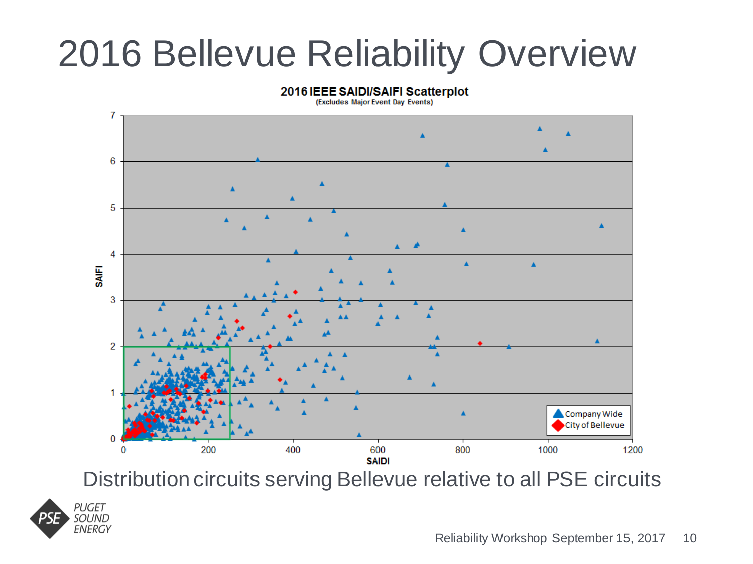# 2016 Bellevue Reliability Overview

**2016 IEEE SAIDI/SAIFI Scatterplot**
(Excludes Major Event Day Events)

Distribution circuits serving Bellevue relative to all PSE circuits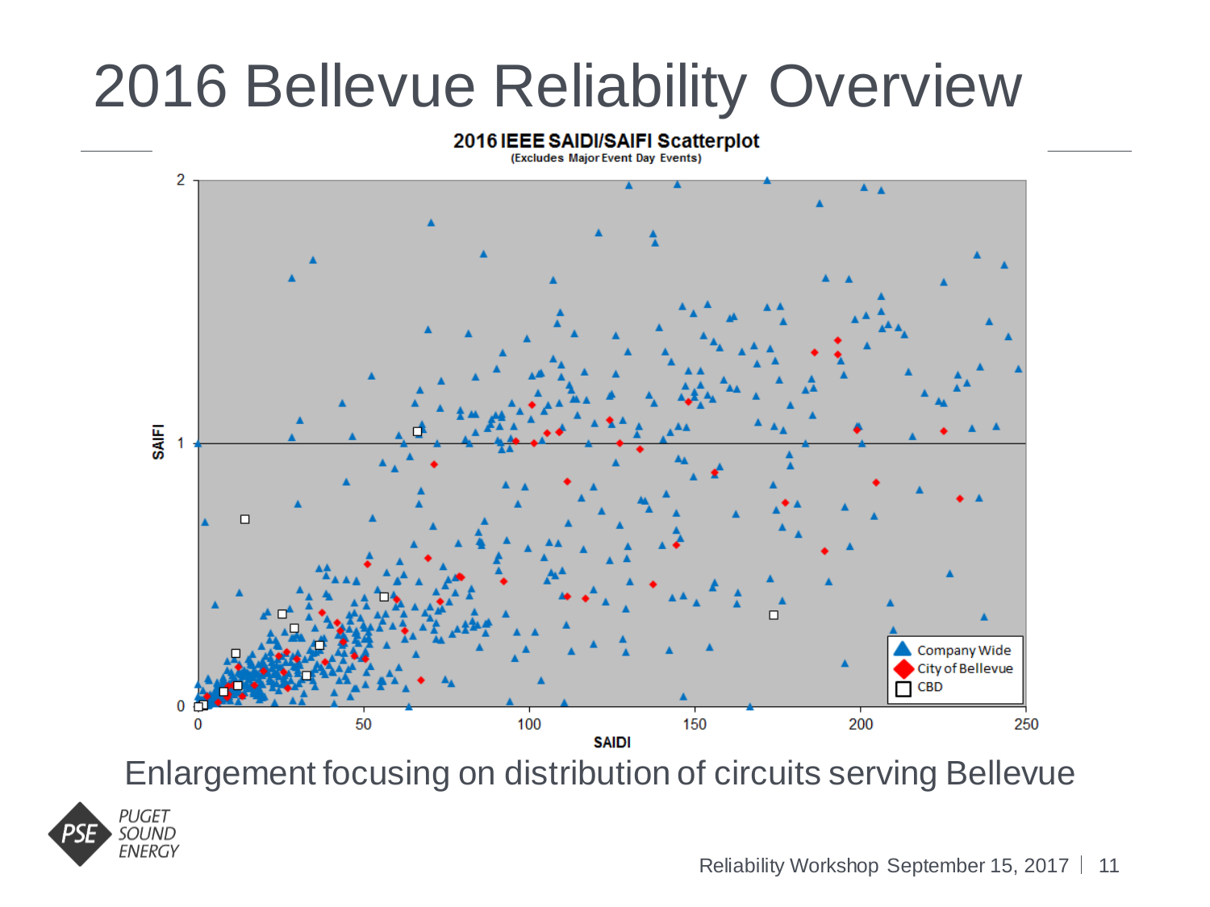# 2016 Bellevue Reliability Overview

**2016 IEEE SAIDI/SAIFI Scatterplot**
(Excludes Major Event Day Events)

Legend: Company Wide, City of Bellevue, CBD

SAIFI (y-axis): 0, 1, 2
SAIDI (x-axis): 0, 50, 100, 150, 200, 250

Enlargement focusing on distribution of circuits serving Bellevue

PSE PUGET SOUND ENERGY

Reliability Workshop September 15, 2017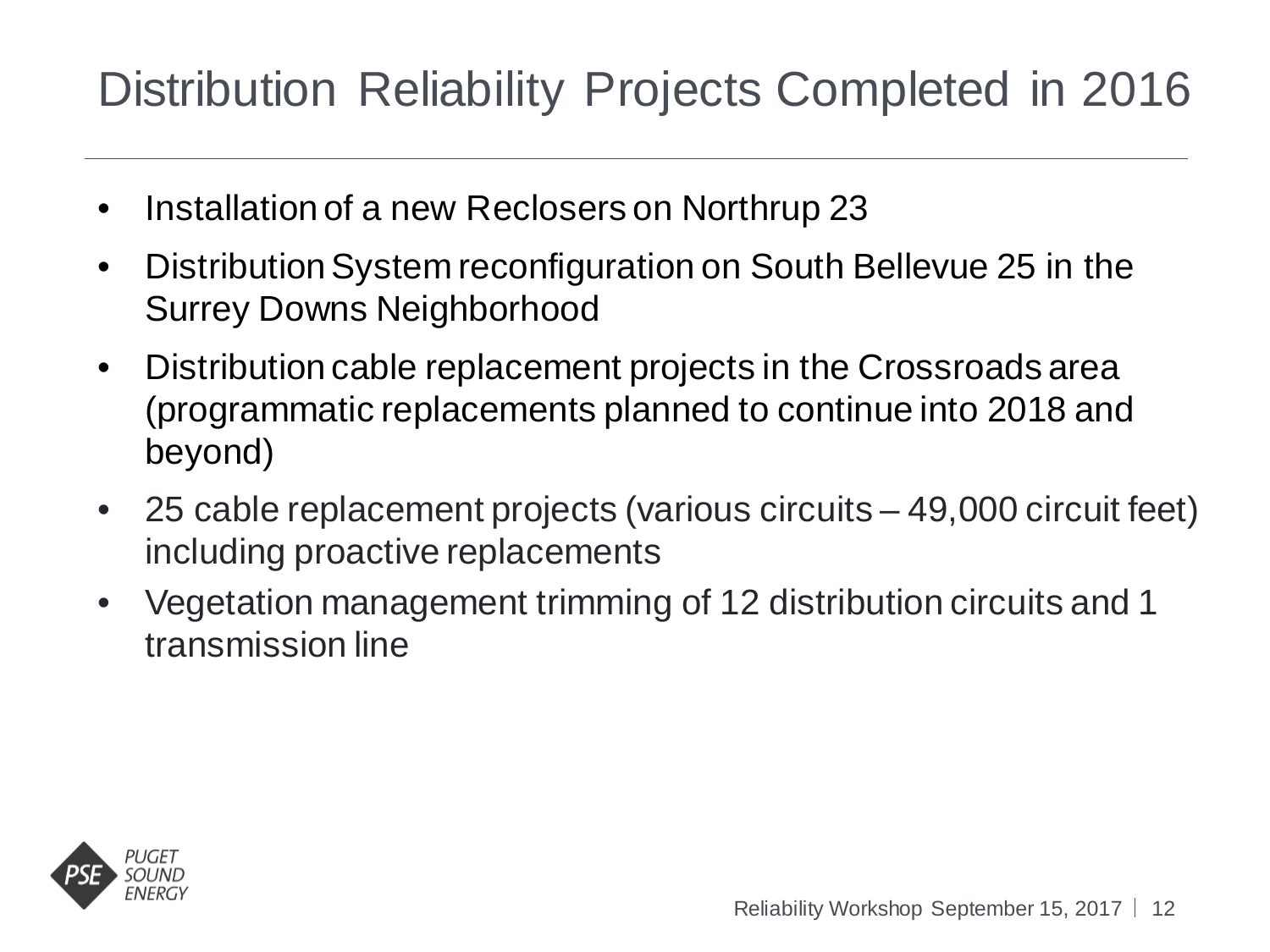# Distribution Reliability Projects Completed in 2016

- Installation of a new Reclosers on Northrup 23
- Distribution System reconfiguration on South Bellevue 25 in the Surrey Downs Neighborhood
- Distribution cable replacement projects in the Crossroads area (programmatic replacements planned to continue into 2018 and beyond)
- 25 cable replacement projects (various circuits – 49,000 circuit feet) including proactive replacements
- Vegetation management trimming of 12 distribution circuits and 1 transmission line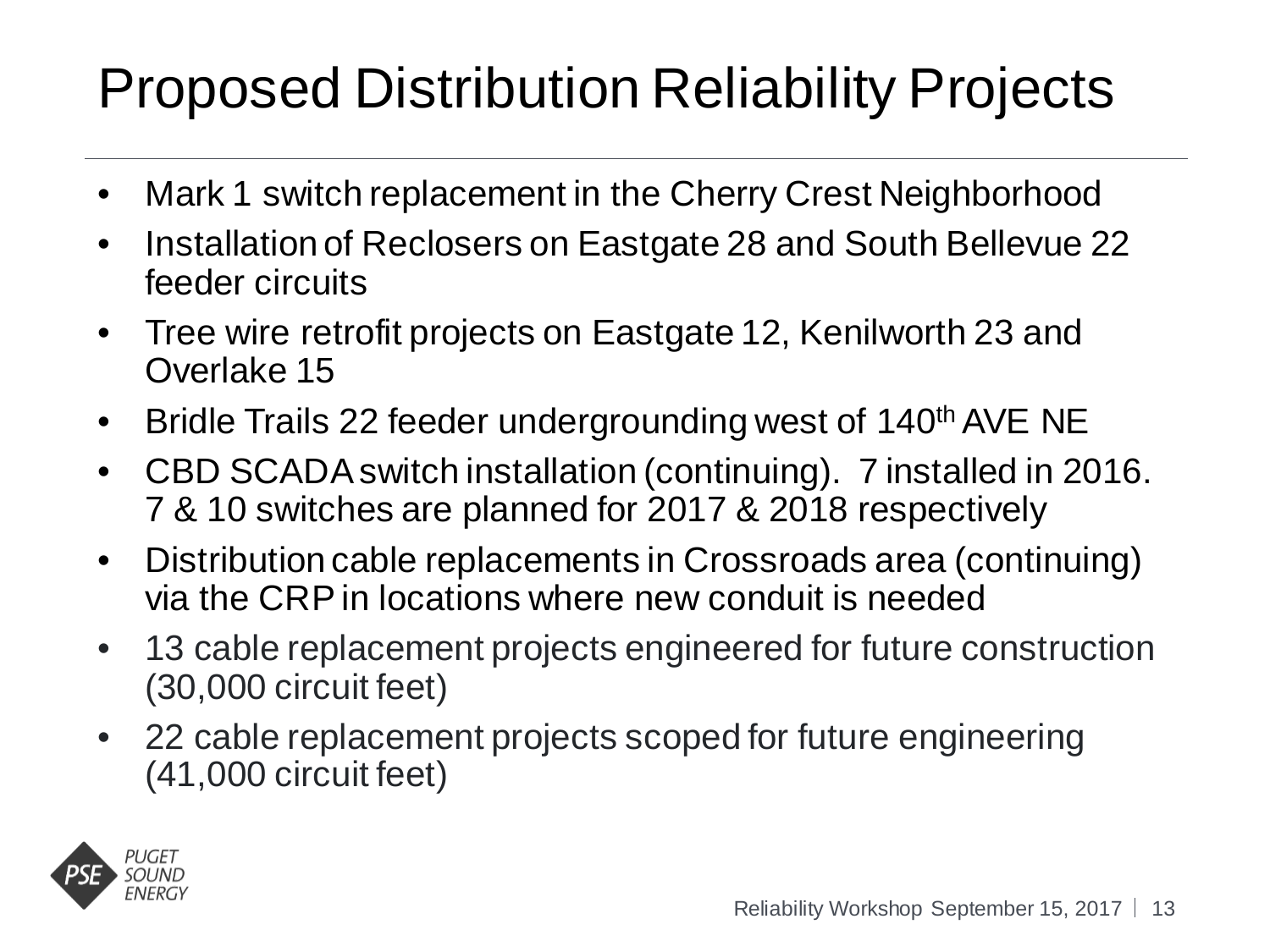# Proposed Distribution Reliability Projects

- Mark 1 switch replacement in the Cherry Crest Neighborhood
- Installation of Reclosers on Eastgate 28 and South Bellevue 22 feeder circuits
- Tree wire retrofit projects on Eastgate 12, Kenilworth 23 and Overlake 15
- Bridle Trails 22 feeder undergrounding west of 140th AVE NE
- CBD SCADA switch installation (continuing). 7 installed in 2016. 7 & 10 switches are planned for 2017 & 2018 respectively
- Distribution cable replacements in Crossroads area (continuing) via the CRP in locations where new conduit is needed
- 13 cable replacement projects engineered for future construction (30,000 circuit feet)
- 22 cable replacement projects scoped for future engineering (41,000 circuit feet)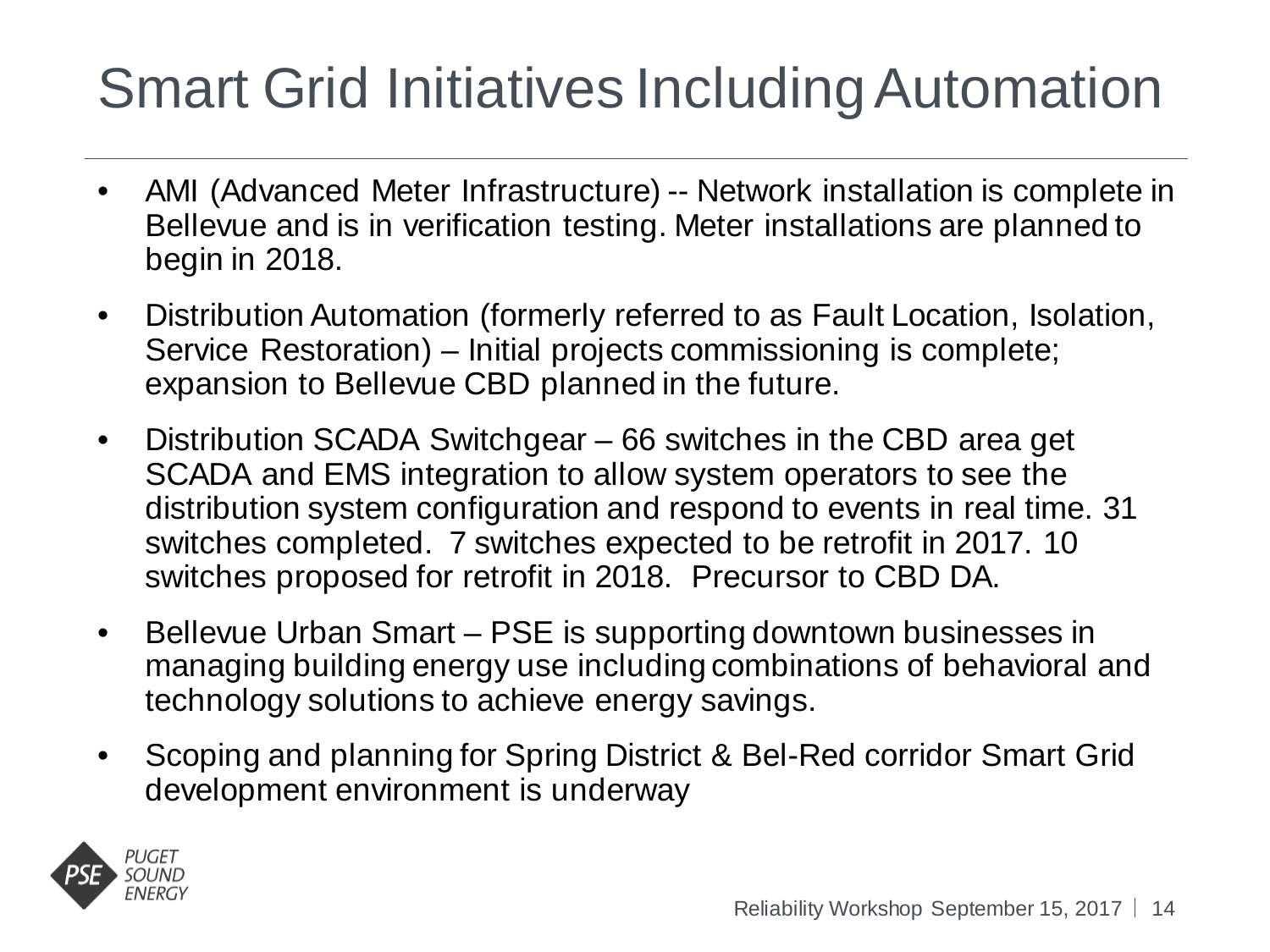# Smart Grid Initiatives Including Automation

- AMI (Advanced Meter Infrastructure) -- Network installation is complete in Bellevue and is in verification testing. Meter installations are planned to begin in 2018.
- Distribution Automation (formerly referred to as Fault Location, Isolation, Service Restoration) – Initial projects commissioning is complete; expansion to Bellevue CBD planned in the future.
- Distribution SCADA Switchgear – 66 switches in the CBD area get SCADA and EMS integration to allow system operators to see the distribution system configuration and respond to events in real time. 31 switches completed. 7 switches expected to be retrofit in 2017. 10 switches proposed for retrofit in 2018. Precursor to CBD DA.
- Bellevue Urban Smart – PSE is supporting downtown businesses in managing building energy use including combinations of behavioral and technology solutions to achieve energy savings.
- Scoping and planning for Spring District & Bel-Red corridor Smart Grid development environment is underway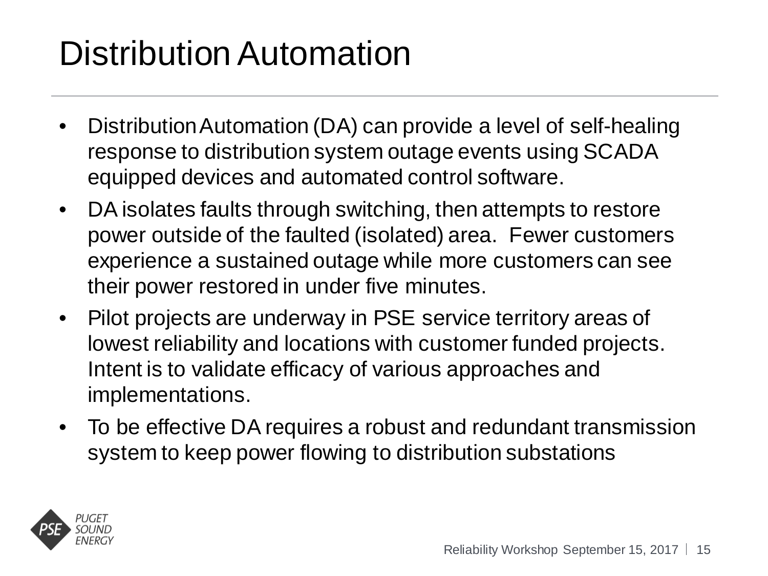# Distribution Automation

- Distribution Automation (DA) can provide a level of self-healing response to distribution system outage events using SCADA equipped devices and automated control software.
- DA isolates faults through switching, then attempts to restore power outside of the faulted (isolated) area. Fewer customers experience a sustained outage while more customers can see their power restored in under five minutes.
- Pilot projects are underway in PSE service territory areas of lowest reliability and locations with customer funded projects. Intent is to validate efficacy of various approaches and implementations.
- To be effective DA requires a robust and redundant transmission system to keep power flowing to distribution substations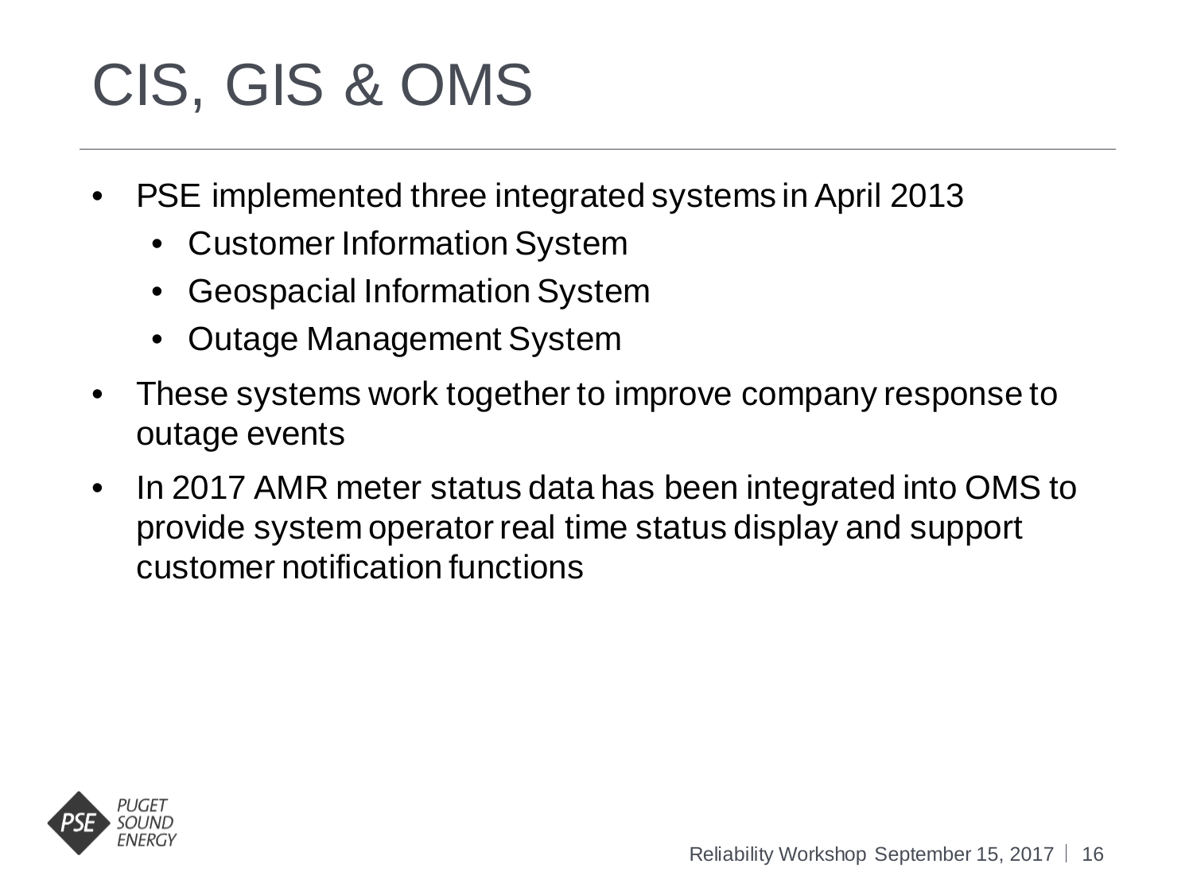# CIS, GIS & OMS

- PSE implemented three integrated systems in April 2013
  - Customer Information System
  - Geospacial Information System
  - Outage Management System
- These systems work together to improve company response to outage events
- In 2017 AMR meter status data has been integrated into OMS to provide system operator real time status display and support customer notification functions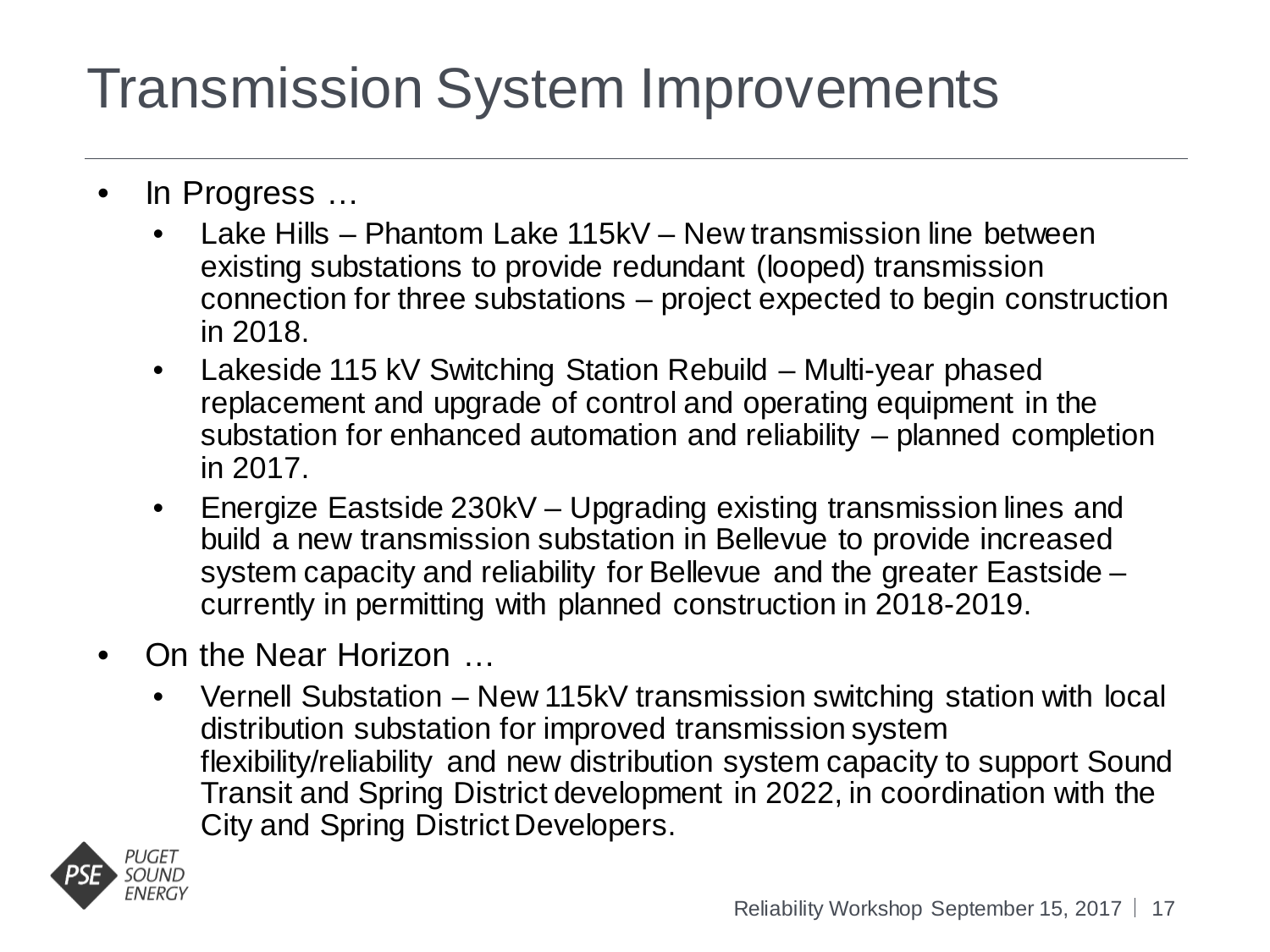# Transmission System Improvements

- In Progress …
  - Lake Hills – Phantom Lake 115kV – New transmission line between existing substations to provide redundant (looped) transmission connection for three substations – project expected to begin construction in 2018.
  - Lakeside 115 kV Switching Station Rebuild – Multi-year phased replacement and upgrade of control and operating equipment in the substation for enhanced automation and reliability – planned completion in 2017.
  - Energize Eastside 230kV – Upgrading existing transmission lines and build a new transmission substation in Bellevue to provide increased system capacity and reliability for Bellevue and the greater Eastside – currently in permitting with planned construction in 2018-2019.
- On the Near Horizon …
  - Vernell Substation – New 115kV transmission switching station with local distribution substation for improved transmission system flexibility/reliability and new distribution system capacity to support Sound Transit and Spring District development in 2022, in coordination with the City and Spring District Developers.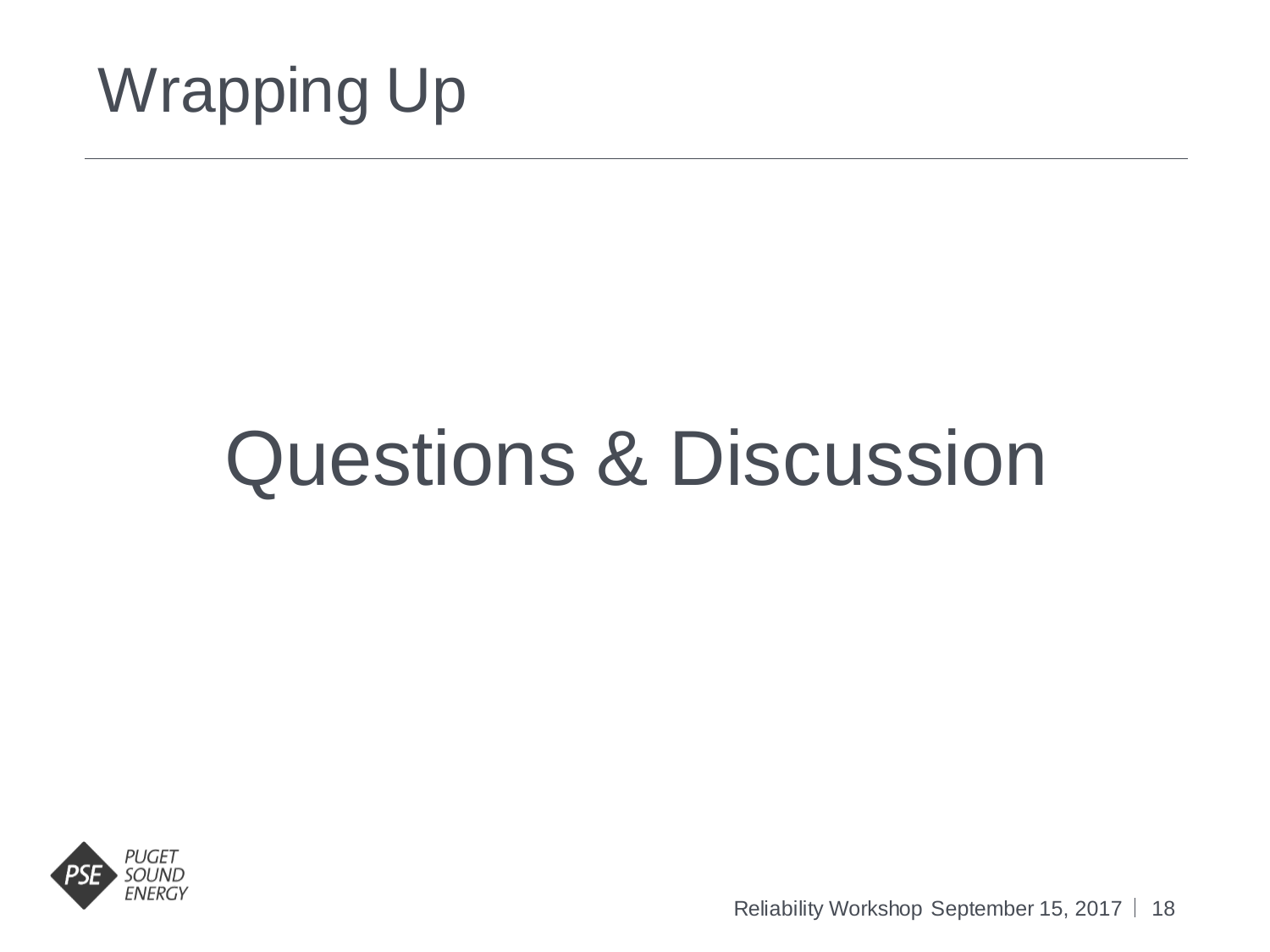# Wrapping Up

Questions & Discussion